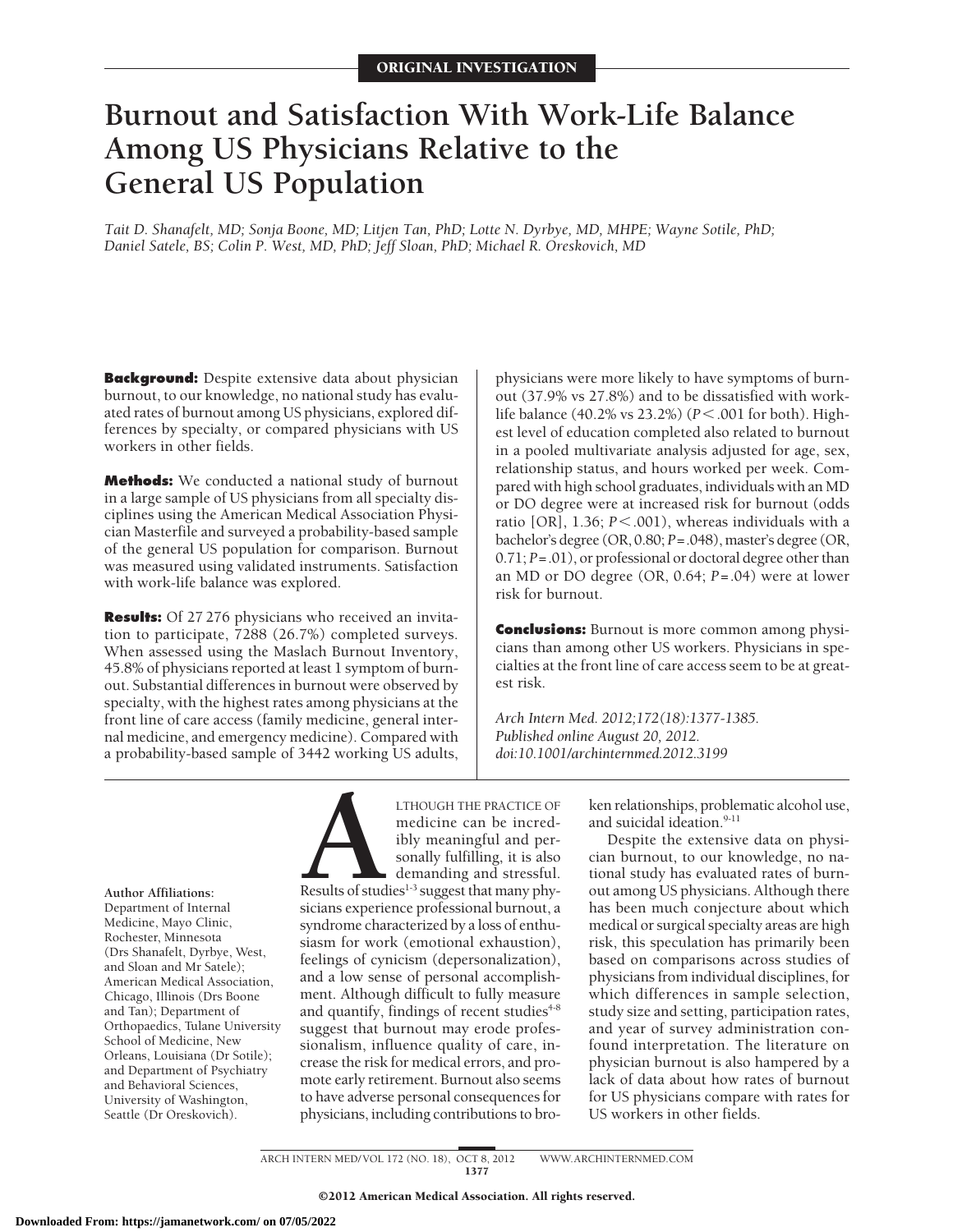ORIGINAL INVESTIGATION

# Burnout and Satisfaction With Work-Life Balance Among US Physicians Relative to the General US Population

*Tait D. Shanafelt, MD; Sonja Boone, MD; Litjen Tan, PhD; Lotte N. Dyrbye, MD, MHPE; Wayne Sotile, PhD; Daniel Satele, BS; Colin P. West, MD, PhD; Jeff Sloan, PhD; Michael R. Oreskovich, MD*

**Background:** Despite extensive data about physician burnout, to our knowledge, no national study has evaluated rates of burnout among US physicians, explored differences by specialty, or compared physicians with US workers in other fields.

**Methods:** We conducted a national study of burnout in a large sample of US physicians from all specialty disciplines using the American Medical Association Physician Masterfile and surveyed a probability-based sample of the general US population for comparison. Burnout was measured using validated instruments. Satisfaction with work-life balance was explored.

**Results:** Of 27 276 physicians who received an invitation to participate, 7288 (26.7%) completed surveys. When assessed using the Maslach Burnout Inventory, 45.8% of physicians reported at least 1 symptom of burnout. Substantial differences in burnout were observed by specialty, with the highest rates among physicians at the front line of care access (family medicine, general internal medicine, and emergency medicine). Compared with a probability-based sample of 3442 working US adults, physicians were more likely to have symptoms of burnout (37.9% vs 27.8%) and to be dissatisfied with work-life balance (40.2% vs 23.2%) ($P<.001$ for both). Highest level of education completed also related to burnout in a pooled multivariate analysis adjusted for age, sex, relationship status, and hours worked per week. Compared with high school graduates, individuals with an MD or DO degree were at increased risk for burnout (odds ratio [OR], 1.36; $P<.001$), whereas individuals with a bachelor's degree (OR, 0.80; $P=.048$), master's degree (OR, 0.71; $P=.01$), or professional or doctoral degree other than an MD or DO degree (OR, 0.64; $P=.04$) were at lower risk for burnout.

**Conclusions:** Burnout is more common among physicians than among other US workers. Physicians in specialties at the front line of care access seem to be at greatest risk.

*Arch Intern Med. 2012;172(18):1377-1385. Published online August 20, 2012. doi:10.1001/archinternmed.2012.3199*

**Author Affiliations:** Department of Internal Medicine, Mayo Clinic, Rochester, Minnesota (Drs Shanafelt, Dyrbye, West, and Sloan and Mr Satele); American Medical Association, Chicago, Illinois (Drs Boone and Tan); Department of Orthopaedics, Tulane University School of Medicine, New Orleans, Louisiana (Dr Sotile); and Department of Psychiatry and Behavioral Sciences, University of Washington, Seattle (Dr Oreskovich).

ALTHOUGH THE PRACTICE OF medicine can be incredibly meaningful and personally fulfilling, it is also demanding and stressful. Results of studies[1-3] suggest that many physicians experience professional burnout, a syndrome characterized by a loss of enthusiasm for work (emotional exhaustion), feelings of cynicism (depersonalization), and a low sense of personal accomplishment. Although difficult to fully measure and quantify, findings of recent studies[4-8] suggest that burnout may erode professionalism, influence quality of care, increase the risk for medical errors, and promote early retirement. Burnout also seems to have adverse personal consequences for physicians, including contributions to broken relationships, problematic alcohol use, and suicidal ideation.[9-11]

Despite the extensive data on physician burnout, to our knowledge, no national study has evaluated rates of burnout among US physicians. Although there has been much conjecture about which medical or surgical specialty areas are high risk, this speculation has primarily been based on comparisons across studies of physicians from individual disciplines, for which differences in sample selection, study size and setting, participation rates, and year of survey administration confound interpretation. The literature on physician burnout is also hampered by a lack of data about how rates of burnout for US physicians compare with rates for US workers in other fields.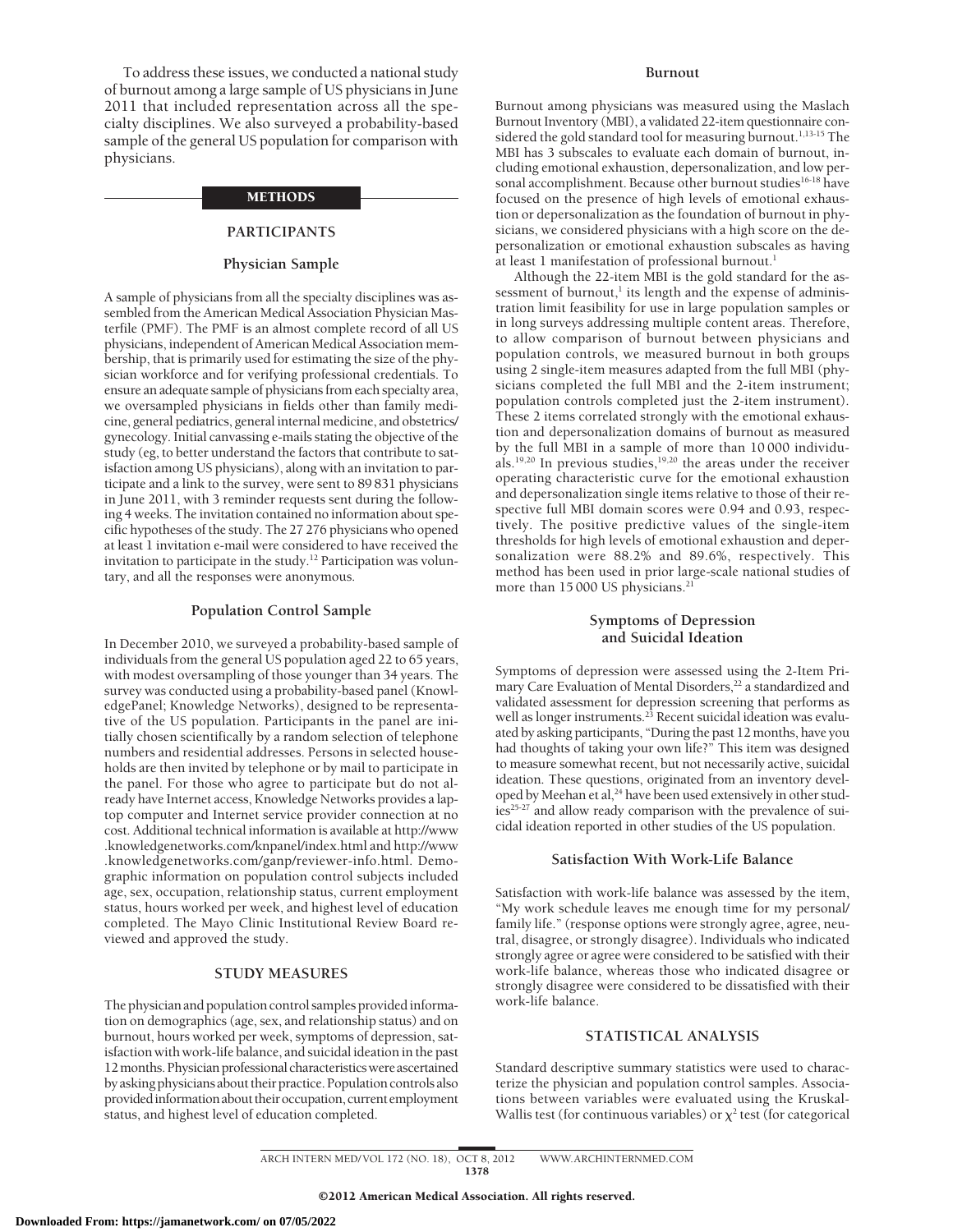To address these issues, we conducted a national study of burnout among a large sample of US physicians in June 2011 that included representation across all the specialty disciplines. We also surveyed a probability-based sample of the general US population for comparison with physicians.

## METHODS

### PARTICIPANTS

#### Physician Sample

A sample of physicians from all the specialty disciplines was assembled from the American Medical Association Physician Masterfile (PMF). The PMF is an almost complete record of all US physicians, independent of American Medical Association membership, that is primarily used for estimating the size of the physician workforce and for verifying professional credentials. To ensure an adequate sample of physicians from each specialty area, we oversampled physicians in fields other than family medicine, general pediatrics, general internal medicine, and obstetrics/gynecology. Initial canvassing e-mails stating the objective of the study (eg, to better understand the factors that contribute to satisfaction among US physicians), along with an invitation to participate and a link to the survey, were sent to 89 831 physicians in June 2011, with 3 reminder requests sent during the following 4 weeks. The invitation contained no information about specific hypotheses of the study. The 27 276 physicians who opened at least 1 invitation e-mail were considered to have received the invitation to participate in the study.[12] Participation was voluntary, and all the responses were anonymous.

#### Population Control Sample

In December 2010, we surveyed a probability-based sample of individuals from the general US population aged 22 to 65 years, with modest oversampling of those younger than 34 years. The survey was conducted using a probability-based panel (KnowledgePanel; Knowledge Networks), designed to be representative of the US population. Participants in the panel are initially chosen scientifically by a random selection of telephone numbers and residential addresses. Persons in selected households are then invited by telephone or by mail to participate in the panel. For those who agree to participate but do not already have Internet access, Knowledge Networks provides a laptop computer and Internet service provider connection at no cost. Additional technical information is available at http://www.knowledgenetworks.com/knpanel/index.html and http://www.knowledgenetworks.com/ganp/reviewer-info.html. Demographic information on population control subjects included age, sex, occupation, relationship status, current employment status, hours worked per week, and highest level of education completed. The Mayo Clinic Institutional Review Board reviewed and approved the study.

### STUDY MEASURES

The physician and population control samples provided information on demographics (age, sex, and relationship status) and on burnout, hours worked per week, symptoms of depression, satisfaction with work-life balance, and suicidal ideation in the past 12 months. Physician professional characteristics were ascertained by asking physicians about their practice. Population controls also provided information about their occupation, current employment status, and highest level of education completed.

#### Burnout

Burnout among physicians was measured using the Maslach Burnout Inventory (MBI), a validated 22-item questionnaire considered the gold standard tool for measuring burnout.[1,13-15] The MBI has 3 subscales to evaluate each domain of burnout, including emotional exhaustion, depersonalization, and low personal accomplishment. Because other burnout studies[16-18] have focused on the presence of high levels of emotional exhaustion or depersonalization as the foundation of burnout in physicians, we considered physicians with a high score on the depersonalization or emotional exhaustion subscales as having at least 1 manifestation of professional burnout.[1]

Although the 22-item MBI is the gold standard for the assessment of burnout,[1] its length and the expense of administration limit feasibility for use in large population samples or in long surveys addressing multiple content areas. Therefore, to allow comparison of burnout between physicians and population controls, we measured burnout in both groups using 2 single-item measures adapted from the full MBI (physicians completed the full MBI and the 2-item instrument; population controls completed just the 2-item instrument). These 2 items correlated strongly with the emotional exhaustion and depersonalization domains of burnout as measured by the full MBI in a sample of more than 10 000 individuals.[19,20] In previous studies,[19,20] the areas under the receiver operating characteristic curve for the emotional exhaustion and depersonalization single items relative to those of their respective full MBI domain scores were 0.94 and 0.93, respectively. The positive predictive values of the single-item thresholds for high levels of emotional exhaustion and depersonalization were 88.2% and 89.6%, respectively. This method has been used in prior large-scale national studies of more than 15 000 US physicians.[21]

#### Symptoms of Depression and Suicidal Ideation

Symptoms of depression were assessed using the 2-Item Primary Care Evaluation of Mental Disorders,[22] a standardized and validated assessment for depression screening that performs as well as longer instruments.[23] Recent suicidal ideation was evaluated by asking participants, "During the past 12 months, have you had thoughts of taking your own life?" This item was designed to measure somewhat recent, but not necessarily active, suicidal ideation. These questions, originated from an inventory developed by Meehan et al,[24] have been used extensively in other studies[25-27] and allow ready comparison with the prevalence of suicidal ideation reported in other studies of the US population.

#### Satisfaction With Work-Life Balance

Satisfaction with work-life balance was assessed by the item, "My work schedule leaves me enough time for my personal/family life." (response options were strongly agree, agree, neutral, disagree, or strongly disagree). Individuals who indicated strongly agree or agree were considered to be satisfied with their work-life balance, whereas those who indicated disagree or strongly disagree were considered to be dissatisfied with their work-life balance.

### STATISTICAL ANALYSIS

Standard descriptive summary statistics were used to characterize the physician and population control samples. Associations between variables were evaluated using the Kruskal-Wallis test (for continuous variables) or $\chi^2$ test (for categorical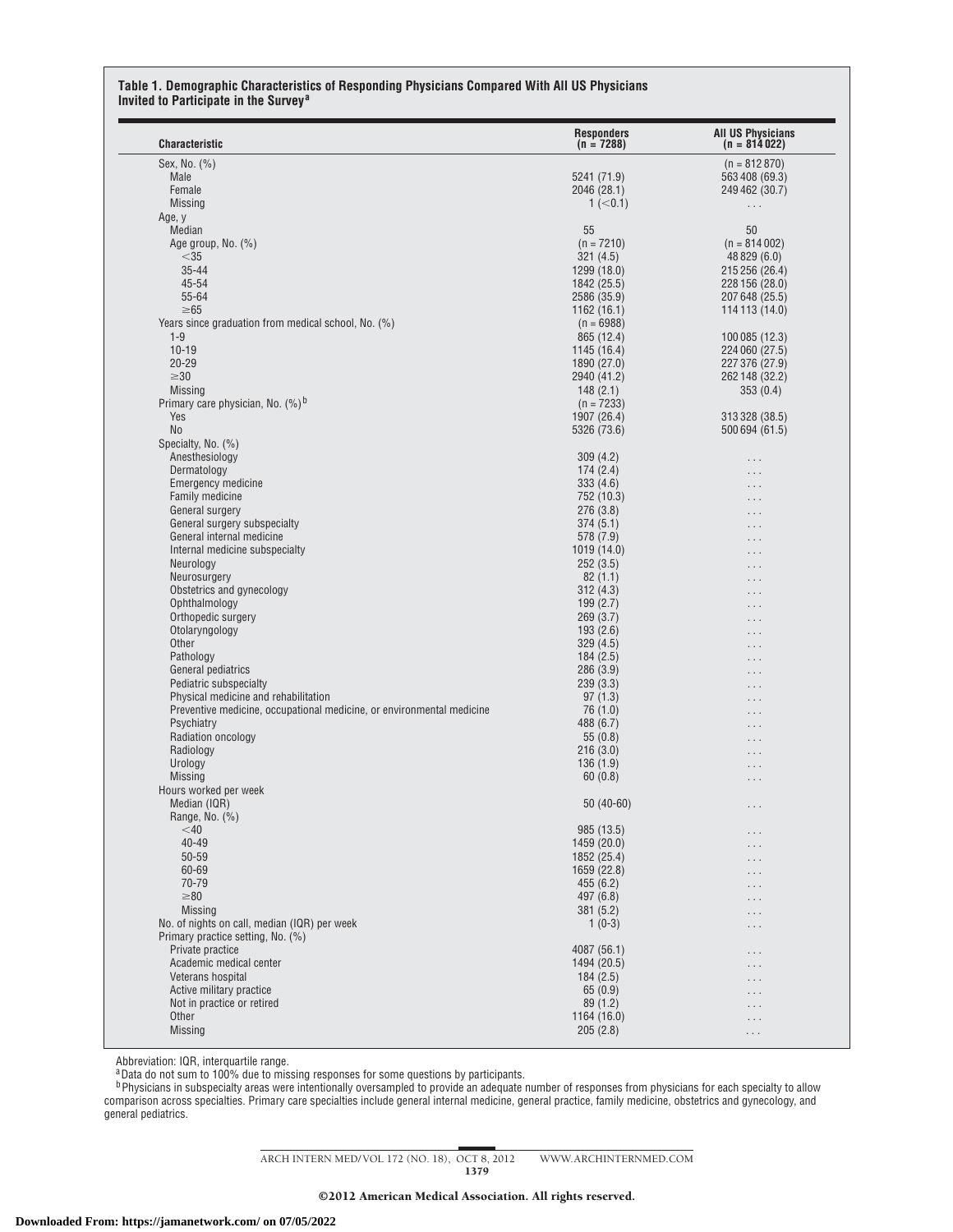**Table 1. Demographic Characteristics of Responding Physicians Compared With All US Physicians Invited to Participate in the Survey[a]**

| Characteristic | Responders (n = 7288) | All US Physicians (n = 814 022) |
|---|---|---|
| Sex, No. (%) | | (n = 812 870) |
| Male | 5241 (71.9) | 563 408 (69.3) |
| Female | 2046 (28.1) | 249 462 (30.7) |
| Missing | 1 (<0.1) | ... |
| Age, y | | |
| Median | 55 | 50 |
| Age group, No. (%) | (n = 7210) | (n = 814 002) |
| <35 | 321 (4.5) | 48 829 (6.0) |
| 35-44 | 1299 (18.0) | 215 256 (26.4) |
| 45-54 | 1842 (25.5) | 228 156 (28.0) |
| 55-64 | 2586 (35.9) | 207 648 (25.5) |
| ≥65 | 1162 (16.1) | 114 113 (14.0) |
| Years since graduation from medical school, No. (%) | (n = 6988) | |
| 1-9 | 865 (12.4) | 100 085 (12.3) |
| 10-19 | 1145 (16.4) | 224 060 (27.5) |
| 20-29 | 1890 (27.0) | 227 376 (27.9) |
| ≥30 | 2940 (41.2) | 262 148 (32.2) |
| Missing | 148 (2.1) | 353 (0.4) |
| Primary care physician, No. (%)[b] | (n = 7233) | |
| Yes | 1907 (26.4) | 313 328 (38.5) |
| No | 5326 (73.6) | 500 694 (61.5) |
| Specialty, No. (%) | | |
| Anesthesiology | 309 (4.2) | ... |
| Dermatology | 174 (2.4) | ... |
| Emergency medicine | 333 (4.6) | ... |
| Family medicine | 752 (10.3) | ... |
| General surgery | 276 (3.8) | ... |
| General surgery subspecialty | 374 (5.1) | ... |
| General internal medicine | 578 (7.9) | ... |
| Internal medicine subspecialty | 1019 (14.0) | ... |
| Neurology | 252 (3.5) | ... |
| Neurosurgery | 82 (1.1) | ... |
| Obstetrics and gynecology | 312 (4.3) | ... |
| Ophthalmology | 199 (2.7) | ... |
| Orthopedic surgery | 269 (3.7) | ... |
| Otolaryngology | 193 (2.6) | ... |
| Other | 329 (4.5) | ... |
| Pathology | 184 (2.5) | ... |
| General pediatrics | 286 (3.9) | ... |
| Pediatric subspecialty | 239 (3.3) | ... |
| Physical medicine and rehabilitation | 97 (1.3) | ... |
| Preventive medicine, occupational medicine, or environmental medicine | 76 (1.0) | ... |
| Psychiatry | 488 (6.7) | ... |
| Radiation oncology | 55 (0.8) | ... |
| Radiology | 216 (3.0) | ... |
| Urology | 136 (1.9) | ... |
| Missing | 60 (0.8) | ... |
| Hours worked per week | | |
| Median (IQR) | 50 (40-60) | ... |
| Range, No. (%) | | |
| <40 | 985 (13.5) | ... |
| 40-49 | 1459 (20.0) | ... |
| 50-59 | 1852 (25.4) | ... |
| 60-69 | 1659 (22.8) | ... |
| 70-79 | 455 (6.2) | ... |
| ≥80 | 497 (6.8) | ... |
| Missing | 381 (5.2) | ... |
| No. of nights on call, median (IQR) per week | 1 (0-3) | ... |
| Primary practice setting, No. (%) | | |
| Private practice | 4087 (56.1) | ... |
| Academic medical center | 1494 (20.5) | ... |
| Veterans hospital | 184 (2.5) | ... |
| Active military practice | 65 (0.9) | ... |
| Not in practice or retired | 89 (1.2) | ... |
| Other | 1164 (16.0) | ... |
| Missing | 205 (2.8) | ... |

Abbreviation: IQR, interquartile range.

[a]Data do not sum to 100% due to missing responses for some questions by participants.

[b]Physicians in subspecialty areas were intentionally oversampled to provide an adequate number of responses from physicians for each specialty to allow comparison across specialties. Primary care specialties include general internal medicine, general practice, family medicine, obstetrics and gynecology, and general pediatrics.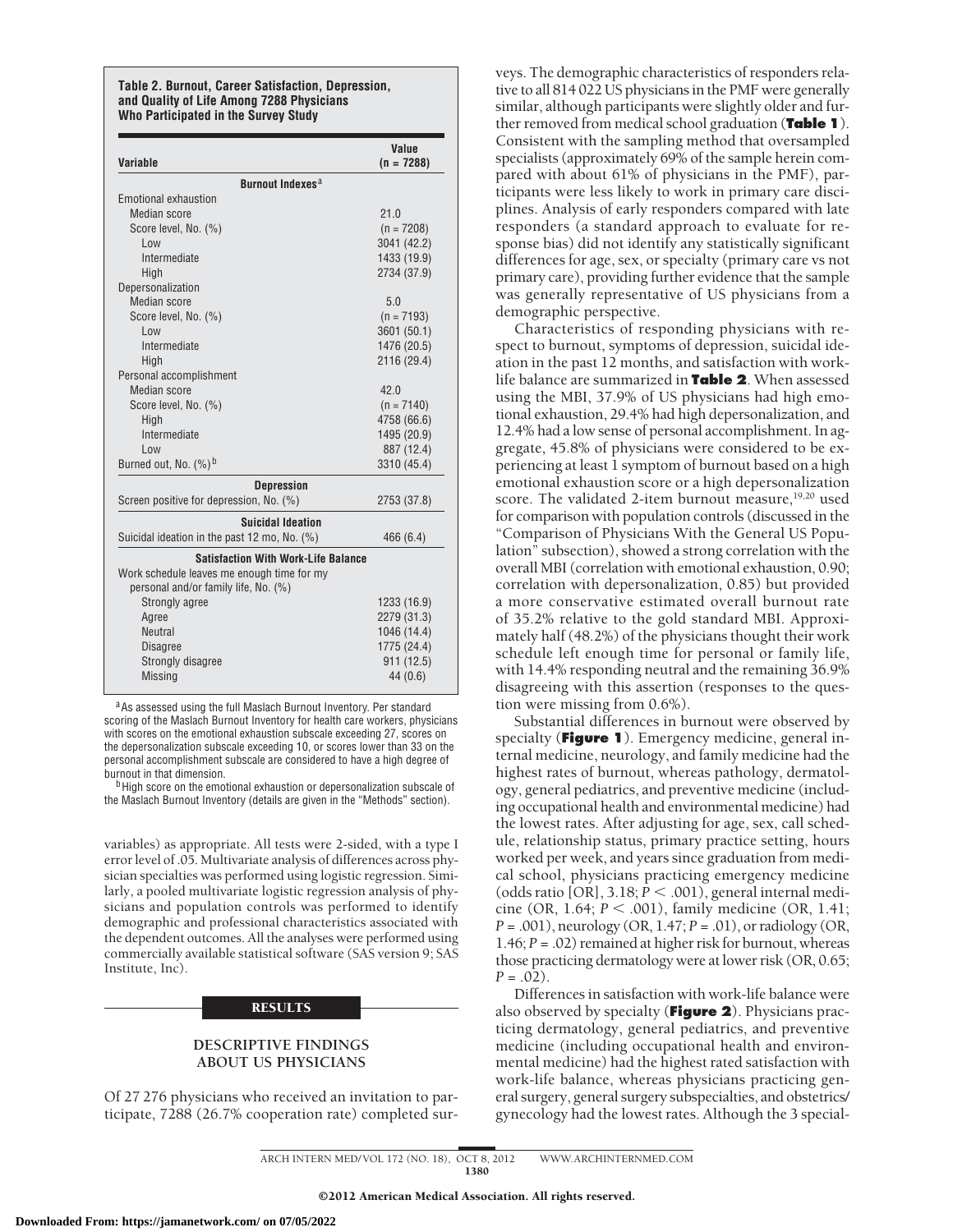**Table 2. Burnout, Career Satisfaction, Depression, and Quality of Life Among 7288 Physicians Who Participated in the Survey Study**

| Variable | Value (n = 7288) |
|---|---|
| **Burnout Indexes**[a] | |
| Emotional exhaustion | |
| Median score | 21.0 |
| Score level, No. (%) | (n = 7208) |
| Low | 3041 (42.2) |
| Intermediate | 1433 (19.9) |
| High | 2734 (37.9) |
| Depersonalization | |
| Median score | 5.0 |
| Score level, No. (%) | (n = 7193) |
| Low | 3601 (50.1) |
| Intermediate | 1476 (20.5) |
| High | 2116 (29.4) |
| Personal accomplishment | |
| Median score | 42.0 |
| Score level, No. (%) | (n = 7140) |
| High | 4758 (66.6) |
| Intermediate | 1495 (20.9) |
| Low | 887 (12.4) |
| Burned out, No. (%)[b] | 3310 (45.4) |
| **Depression** | |
| Screen positive for depression, No. (%) | 2753 (37.8) |
| **Suicidal Ideation** | |
| Suicidal ideation in the past 12 mo, No. (%) | 466 (6.4) |
| **Satisfaction With Work-Life Balance** | |
| Work schedule leaves me enough time for my personal and/or family life, No. (%) | |
| Strongly agree | 1233 (16.9) |
| Agree | 2279 (31.3) |
| Neutral | 1046 (14.4) |
| Disagree | 1775 (24.4) |
| Strongly disagree | 911 (12.5) |
| Missing | 44 (0.6) |

[a] As assessed using the full Maslach Burnout Inventory. Per standard scoring of the Maslach Burnout Inventory for health care workers, physicians with scores on the emotional exhaustion subscale exceeding 27, scores on the depersonalization subscale exceeding 10, or scores lower than 33 on the personal accomplishment subscale are considered to have a high degree of burnout in that dimension.

[b] High score on the emotional exhaustion or depersonalization subscale of the Maslach Burnout Inventory (details are given in the "Methods" section).

variables) as appropriate. All tests were 2-sided, with a type I error level of .05. Multivariate analysis of differences across physician specialties was performed using logistic regression. Similarly, a pooled multivariate logistic regression analysis of physicians and population controls was performed to identify demographic and professional characteristics associated with the dependent outcomes. All the analyses were performed using commercially available statistical software (SAS version 9; SAS Institute, Inc).

## RESULTS

### DESCRIPTIVE FINDINGS ABOUT US PHYSICIANS

Of 27 276 physicians who received an invitation to participate, 7288 (26.7% cooperation rate) completed surveys. The demographic characteristics of responders relative to all 814 022 US physicians in the PMF were generally similar, although participants were slightly older and further removed from medical school graduation (**Table 1**). Consistent with the sampling method that oversampled specialists (approximately 69% of the sample herein compared with about 61% of physicians in the PMF), participants were less likely to work in primary care disciplines. Analysis of early responders compared with late responders (a standard approach to evaluate for response bias) did not identify any statistically significant differences for age, sex, or specialty (primary care vs not primary care), providing further evidence that the sample was generally representative of US physicians from a demographic perspective.

Characteristics of responding physicians with respect to burnout, symptoms of depression, suicidal ideation in the past 12 months, and satisfaction with work-life balance are summarized in **Table 2**. When assessed using the MBI, 37.9% of US physicians had high emotional exhaustion, 29.4% had high depersonalization, and 12.4% had a low sense of personal accomplishment. In aggregate, 45.8% of physicians were considered to be experiencing at least 1 symptom of burnout based on a high emotional exhaustion score or a high depersonalization score. The validated 2-item burnout measure,[19,20] used for comparison with population controls (discussed in the "Comparison of Physicians With the General US Population" subsection), showed a strong correlation with the overall MBI (correlation with emotional exhaustion, 0.90; correlation with depersonalization, 0.85) but provided a more conservative estimated overall burnout rate of 35.2% relative to the gold standard MBI. Approximately half (48.2%) of the physicians thought their work schedule left enough time for personal or family life, with 14.4% responding neutral and the remaining 36.9% disagreeing with this assertion (responses to the question were missing from 0.6%).

Substantial differences in burnout were observed by specialty (**Figure 1**). Emergency medicine, general internal medicine, neurology, and family medicine had the highest rates of burnout, whereas pathology, dermatology, general pediatrics, and preventive medicine (including occupational health and environmental medicine) had the lowest rates. After adjusting for age, sex, call schedule, relationship status, primary practice setting, hours worked per week, and years since graduation from medical school, physicians practicing emergency medicine (odds ratio [OR], 3.18; $P < .001$), general internal medicine (OR, 1.64; $P < .001$), family medicine (OR, 1.41; $P = .001$), neurology (OR, 1.47; $P = .01$), or radiology (OR, 1.46; $P = .02$) remained at higher risk for burnout, whereas those practicing dermatology were at lower risk (OR, 0.65; $P = .02$).

Differences in satisfaction with work-life balance were also observed by specialty (**Figure 2**). Physicians practicing dermatology, general pediatrics, and preventive medicine (including occupational health and environmental medicine) had the highest rated satisfaction with work-life balance, whereas physicians practicing general surgery, general surgery subspecialties, and obstetrics/gynecology had the lowest rates. Although the 3 special-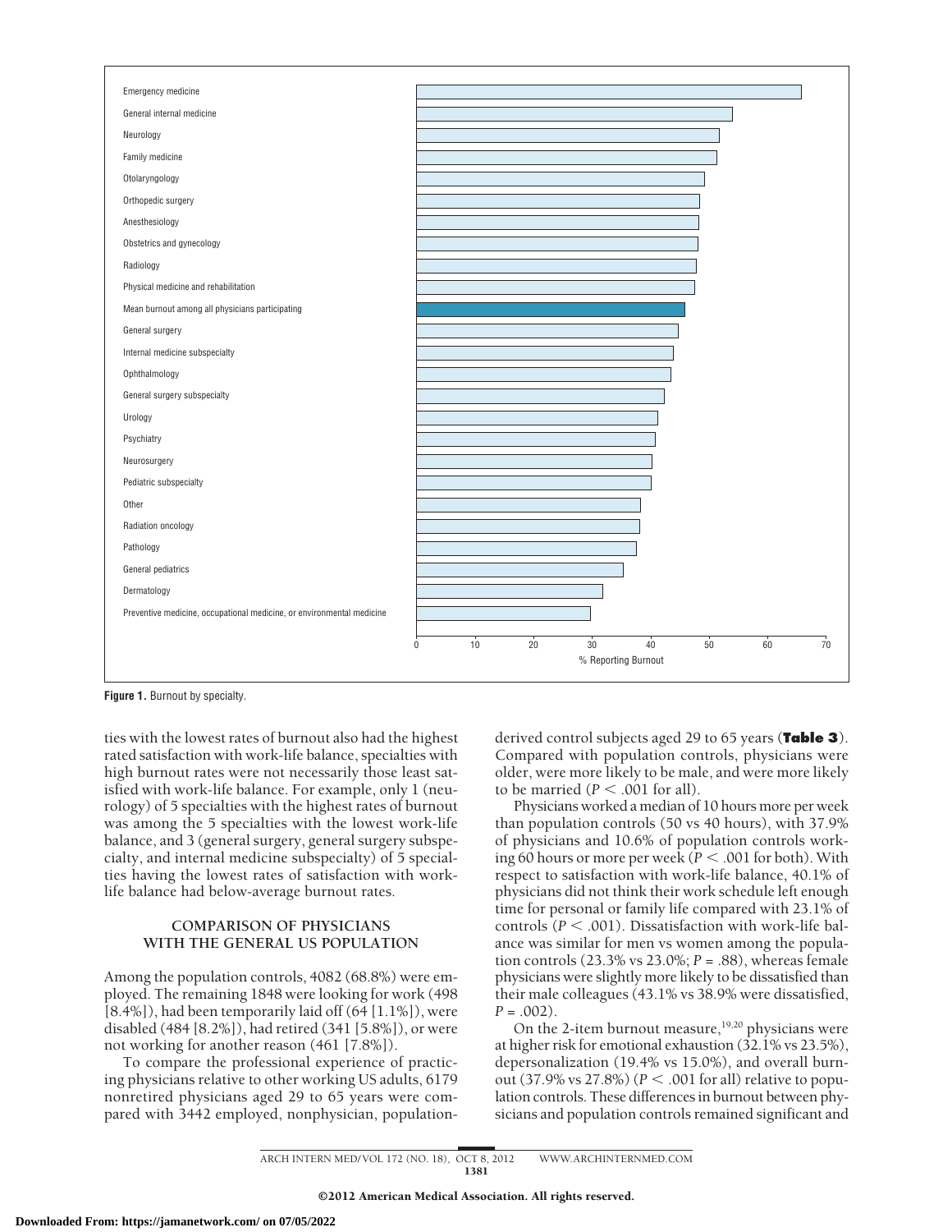Figure 1. Burnout by specialty.

ties with the lowest rates of burnout also had the highest rated satisfaction with work-life balance, specialties with high burnout rates were not necessarily those least satisfied with work-life balance. For example, only 1 (neurology) of 5 specialties with the highest rates of burnout was among the 5 specialties with the lowest work-life balance, and 3 (general surgery, general surgery subspecialty, and internal medicine subspecialty) of 5 specialties having the lowest rates of satisfaction with work-life balance had below-average burnout rates.

### COMPARISON OF PHYSICIANS WITH THE GENERAL US POPULATION

Among the population controls, 4082 (68.8%) were employed. The remaining 1848 were looking for work (498 [8.4%]), had been temporarily laid off (64 [1.1%]), were disabled (484 [8.2%]), had retired (341 [5.8%]), or were not working for another reason (461 [7.8%]).

To compare the professional experience of practicing physicians relative to other working US adults, 6179 nonretired physicians aged 29 to 65 years were compared with 3442 employed, nonphysician, population-derived control subjects aged 29 to 65 years (**Table 3**). Compared with population controls, physicians were older, were more likely to be male, and were more likely to be married ($P < .001$ for all).

Physicians worked a median of 10 hours more per week than population controls (50 vs 40 hours), with 37.9% of physicians and 10.6% of population controls working 60 hours or more per week ($P < .001$ for both). With respect to satisfaction with work-life balance, 40.1% of physicians did not think their work schedule left enough time for personal or family life compared with 23.1% of controls ($P < .001$). Dissatisfaction with work-life balance was similar for men vs women among the population controls (23.3% vs 23.0%; $P = .88$), whereas female physicians were slightly more likely to be dissatisfied than their male colleagues (43.1% vs 38.9% were dissatisfied, $P = .002$).

On the 2-item burnout measure,[19,20] physicians were at higher risk for emotional exhaustion (32.1% vs 23.5%), depersonalization (19.4% vs 15.0%), and overall burnout (37.9% vs 27.8%) ($P < .001$ for all) relative to population controls. These differences in burnout between physicians and population controls remained significant and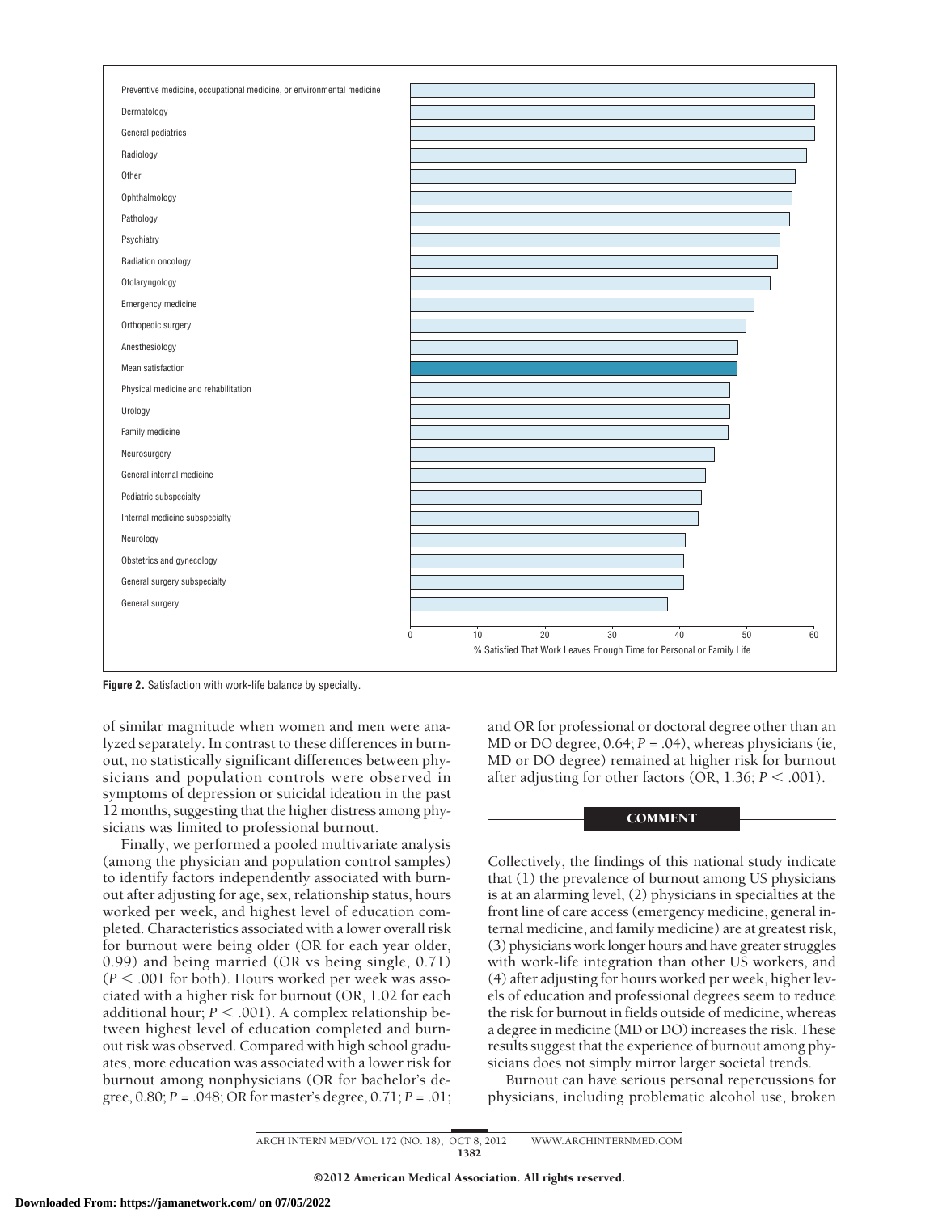**Figure 2.** Satisfaction with work-life balance by specialty.

of similar magnitude when women and men were analyzed separately. In contrast to these differences in burnout, no statistically significant differences between physicians and population controls were observed in symptoms of depression or suicidal ideation in the past 12 months, suggesting that the higher distress among physicians was limited to professional burnout.

Finally, we performed a pooled multivariate analysis (among the physician and population control samples) to identify factors independently associated with burnout after adjusting for age, sex, relationship status, hours worked per week, and highest level of education completed. Characteristics associated with a lower overall risk for burnout were being older (OR for each year older, 0.99) and being married (OR vs being single, 0.71) ($P < .001$ for both). Hours worked per week was associated with a higher risk for burnout (OR, 1.02 for each additional hour; $P < .001$). A complex relationship between highest level of education completed and burnout risk was observed. Compared with high school graduates, more education was associated with a lower risk for burnout among nonphysicians (OR for bachelor's degree, 0.80; $P = .048$; OR for master's degree, 0.71; $P = .01$; and OR for professional or doctoral degree other than an MD or DO degree, 0.64; $P = .04$), whereas physicians (ie, MD or DO degree) remained at higher risk for burnout after adjusting for other factors (OR, 1.36; $P < .001$).

## COMMENT

Collectively, the findings of this national study indicate that (1) the prevalence of burnout among US physicians is at an alarming level, (2) physicians in specialties at the front line of care access (emergency medicine, general internal medicine, and family medicine) are at greatest risk, (3) physicians work longer hours and have greater struggles with work-life integration than other US workers, and (4) after adjusting for hours worked per week, higher levels of education and professional degrees seem to reduce the risk for burnout in fields outside of medicine, whereas a degree in medicine (MD or DO) increases the risk. These results suggest that the experience of burnout among physicians does not simply mirror larger societal trends.

Burnout can have serious personal repercussions for physicians, including problematic alcohol use, broken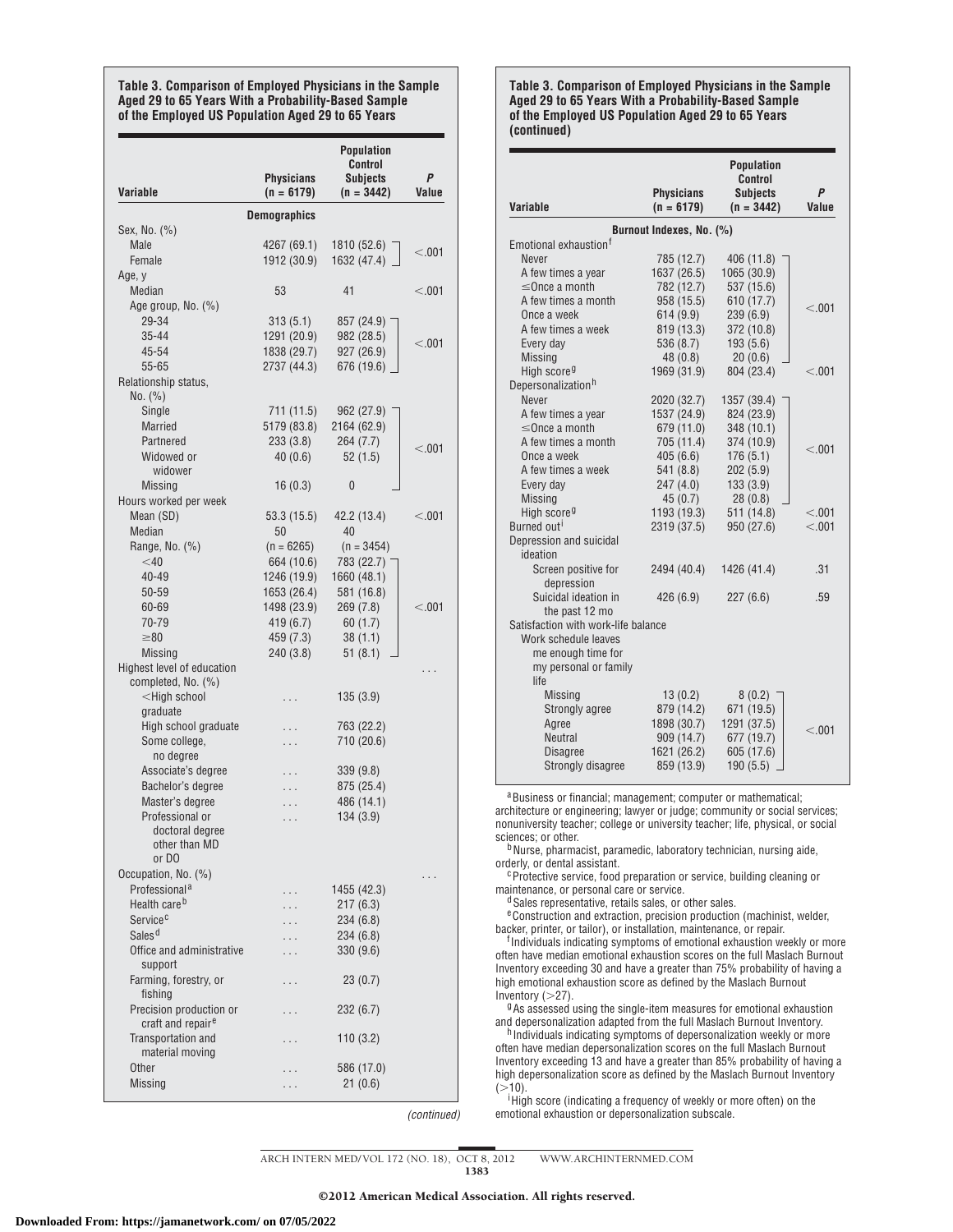**Table 3. Comparison of Employed Physicians in the Sample Aged 29 to 65 Years With a Probability-Based Sample of the Employed US Population Aged 29 to 65 Years**

| Variable | Physicians (n = 6179) | Population Control Subjects (n = 3442) | P Value |
|---|---|---|---|
| **Demographics** | | | |
| Sex, No. (%) | | | |
| Male | 4267 (69.1) | 1810 (52.6) | <.001 |
| Female | 1912 (30.9) | 1632 (47.4) | |
| Age, y | | | |
| Median | 53 | 41 | <.001 |
| Age group, No. (%) | | | |
| 29-34 | 313 (5.1) | 857 (24.9) | <.001 |
| 35-44 | 1291 (20.9) | 982 (28.5) | |
| 45-54 | 1838 (29.7) | 927 (26.9) | |
| 55-65 | 2737 (44.3) | 676 (19.6) | |
| Relationship status, No. (%) | | | |
| Single | 711 (11.5) | 962 (27.9) | <.001 |
| Married | 5179 (83.8) | 2164 (62.9) | |
| Partnered | 233 (3.8) | 264 (7.7) | |
| Widowed or widower | 40 (0.6) | 52 (1.5) | |
| Missing | 16 (0.3) | 0 | |
| Hours worked per week | | | |
| Mean (SD) | 53.3 (15.5) | 42.2 (13.4) | <.001 |
| Median | 50 | 40 | |
| Range, No. (%) | (n = 6265) | (n = 3454) | |
| <40 | 664 (10.6) | 783 (22.7) | <.001 |
| 40-49 | 1246 (19.9) | 1660 (48.1) | |
| 50-59 | 1653 (26.4) | 581 (16.8) | |
| 60-69 | 1498 (23.9) | 269 (7.8) | |
| 70-79 | 419 (6.7) | 60 (1.7) | |
| ≥80 | 459 (7.3) | 38 (1.1) | |
| Missing | 240 (3.8) | 51 (8.1) | |
| Highest level of education completed, No. (%) | | | ... |
| <High school graduate | ... | 135 (3.9) | |
| High school graduate | ... | 763 (22.2) | |
| Some college, no degree | ... | 710 (20.6) | |
| Associate's degree | ... | 339 (9.8) | |
| Bachelor's degree | ... | 875 (25.4) | |
| Master's degree | ... | 486 (14.1) | |
| Professional or doctoral degree other than MD or DO | ... | 134 (3.9) | |
| Occupation, No. (%) | | | ... |
| Professional[a] | ... | 1455 (42.3) | |
| Health care[b] | ... | 217 (6.3) | |
| Service[c] | ... | 234 (6.8) | |
| Sales[d] | ... | 234 (6.8) | |
| Office and administrative support | ... | 330 (9.6) | |
| Farming, forestry, or fishing | ... | 23 (0.7) | |
| Precision production or craft and repair[e] | ... | 232 (6.7) | |
| Transportation and material moving | ... | 110 (3.2) | |
| Other | ... | 586 (17.0) | |
| Missing | ... | 21 (0.6) | |
| **Burnout Indexes, No. (%)** | | | |
| Emotional exhaustion[f] | | | |
| Never | 785 (12.7) | 406 (11.8) | <.001 |
| A few times a year | 1637 (26.5) | 1065 (30.9) | |
| ≤Once a month | 782 (12.7) | 537 (15.6) | |
| A few times a month | 958 (15.5) | 610 (17.7) | |
| Once a week | 614 (9.9) | 239 (6.9) | |
| A few times a week | 819 (13.3) | 372 (10.8) | |
| Every day | 536 (8.7) | 193 (5.6) | |
| Missing | 48 (0.8) | 20 (0.6) | |
| High score[g] | 1969 (31.9) | 804 (23.4) | <.001 |
| Depersonalization[h] | | | |
| Never | 2020 (32.7) | 1357 (39.4) | <.001 |
| A few times a year | 1537 (24.9) | 824 (23.9) | |
| ≤Once a month | 679 (11.0) | 348 (10.1) | |
| A few times a month | 705 (11.4) | 374 (10.9) | |
| Once a week | 405 (6.6) | 176 (5.1) | |
| A few times a week | 541 (8.8) | 202 (5.9) | |
| Every day | 247 (4.0) | 133 (3.9) | |
| Missing | 45 (0.7) | 28 (0.8) | |
| High score[g] | 1193 (19.3) | 511 (14.8) | <.001 |
| Burned out[i] | 2319 (37.5) | 950 (27.6) | <.001 |
| Depression and suicidal ideation | | | |
| Screen positive for depression | 2494 (40.4) | 1426 (41.4) | .31 |
| Suicidal ideation in the past 12 mo | 426 (6.9) | 227 (6.6) | .59 |
| Satisfaction with work-life balance | | | |
| Work schedule leaves me enough time for my personal or family life | | | |
| Missing | 13 (0.2) | 8 (0.2) | <.001 |
| Strongly agree | 879 (14.2) | 671 (19.5) | |
| Agree | 1898 (30.7) | 1291 (37.5) | |
| Neutral | 909 (14.7) | 677 (19.7) | |
| Disagree | 1621 (26.2) | 605 (17.6) | |
| Strongly disagree | 859 (13.9) | 190 (5.5) | |

[a] Business or financial; management; computer or mathematical; architecture or engineering; lawyer or judge; community or social services; nonuniversity teacher; college or university teacher; life, physical, or social sciences; or other.

[b] Nurse, pharmacist, paramedic, laboratory technician, nursing aide, orderly, or dental assistant.

[c] Protective service, food preparation or service, building cleaning or maintenance, or personal care or service.

[d] Sales representative, retails sales, or other sales.

[e] Construction and extraction, precision production (machinist, welder, backer, printer, or tailor), or installation, maintenance, or repair.

[f] Individuals indicating symptoms of emotional exhaustion weekly or more often have median emotional exhaustion scores on the full Maslach Burnout Inventory exceeding 30 and have a greater than 75% probability of having a high emotional exhaustion score as defined by the Maslach Burnout Inventory (>27).

[g] As assessed using the single-item measures for emotional exhaustion and depersonalization adapted from the full Maslach Burnout Inventory.

[h] Individuals indicating symptoms of depersonalization weekly or more often have median depersonalization scores on the full Maslach Burnout Inventory exceeding 13 and have a greater than 85% probability of having a high depersonalization score as defined by the Maslach Burnout Inventory (>10).

[i] High score (indicating a frequency of weekly or more often) on the emotional exhaustion or depersonalization subscale.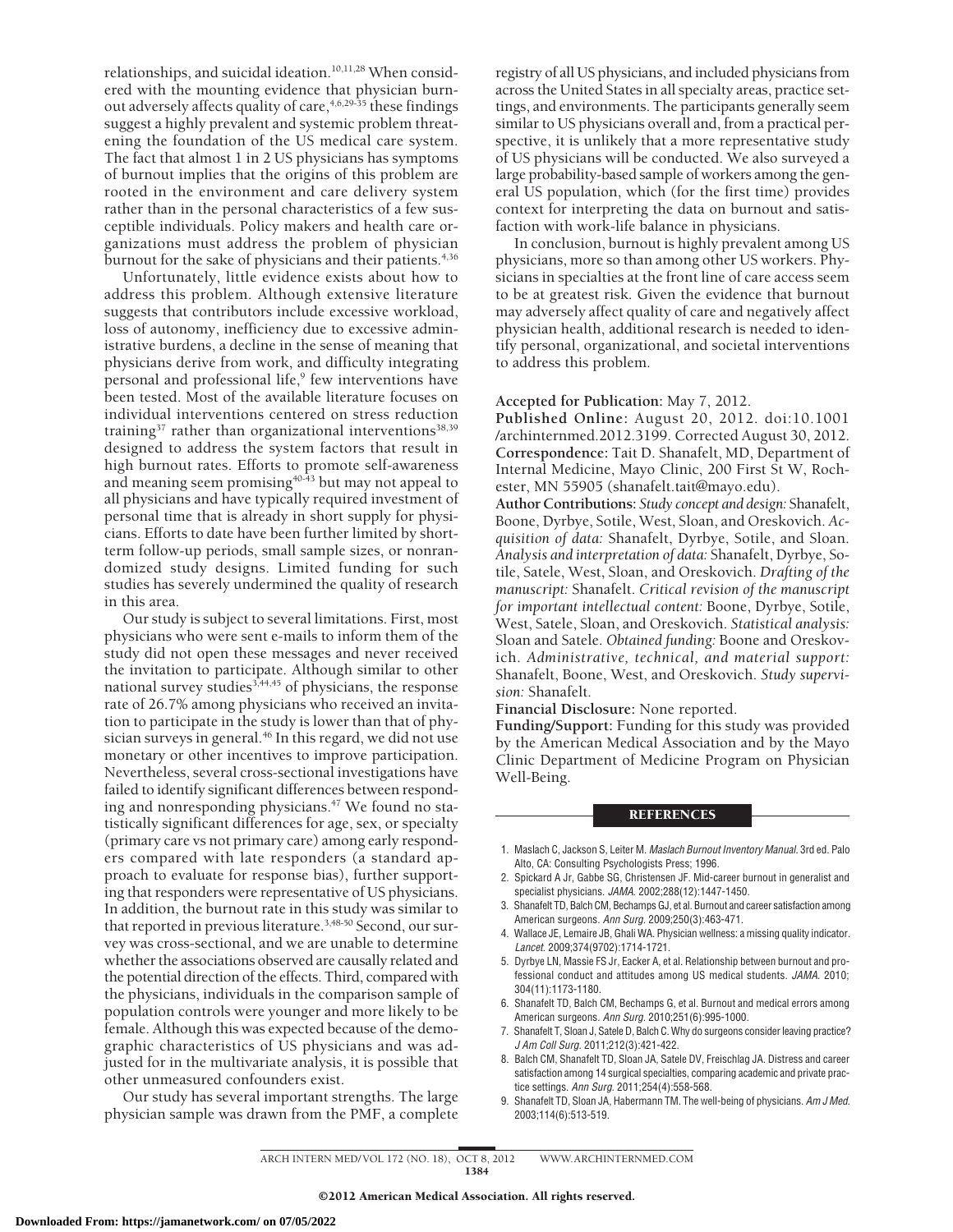relationships, and suicidal ideation.[10,11,28] When considered with the mounting evidence that physician burnout adversely affects quality of care,[4,6,29-35] these findings suggest a highly prevalent and systemic problem threatening the foundation of the US medical care system. The fact that almost 1 in 2 US physicians has symptoms of burnout implies that the origins of this problem are rooted in the environment and care delivery system rather than in the personal characteristics of a few susceptible individuals. Policy makers and health care organizations must address the problem of physician burnout for the sake of physicians and their patients.[4,36]

Unfortunately, little evidence exists about how to address this problem. Although extensive literature suggests that contributors include excessive workload, loss of autonomy, inefficiency due to excessive administrative burdens, a decline in the sense of meaning that physicians derive from work, and difficulty integrating personal and professional life,[9] few interventions have been tested. Most of the available literature focuses on individual interventions centered on stress reduction training[37] rather than organizational interventions[38,39] designed to address the system factors that result in high burnout rates. Efforts to promote self-awareness and meaning seem promising[40-43] but may not appeal to all physicians and have typically required investment of personal time that is already in short supply for physicians. Efforts to date have been further limited by short-term follow-up periods, small sample sizes, or nonrandomized study designs. Limited funding for such studies has severely undermined the quality of research in this area.

Our study is subject to several limitations. First, most physicians who were sent e-mails to inform them of the study did not open these messages and never received the invitation to participate. Although similar to other national survey studies[3,44,45] of physicians, the response rate of 26.7% among physicians who received an invitation to participate in the study is lower than that of physician surveys in general.[46] In this regard, we did not use monetary or other incentives to improve participation. Nevertheless, several cross-sectional investigations have failed to identify significant differences between responding and nonresponding physicians.[47] We found no statistically significant differences for age, sex, or specialty (primary care vs not primary care) among early responders compared with late responders (a standard approach to evaluate for response bias), further supporting that responders were representative of US physicians. In addition, the burnout rate in this study was similar to that reported in previous literature.[3,48-50] Second, our survey was cross-sectional, and we are unable to determine whether the associations observed are causally related and the potential direction of the effects. Third, compared with the physicians, individuals in the comparison sample of population controls were younger and more likely to be female. Although this was expected because of the demographic characteristics of US physicians and was adjusted for in the multivariate analysis, it is possible that other unmeasured confounders exist.

Our study has several important strengths. The large physician sample was drawn from the PMF, a complete registry of all US physicians, and included physicians from across the United States in all specialty areas, practice settings, and environments. The participants generally seem similar to US physicians overall and, from a practical perspective, it is unlikely that a more representative study of US physicians will be conducted. We also surveyed a large probability-based sample of workers among the general US population, which (for the first time) provides context for interpreting the data on burnout and satisfaction with work-life balance in physicians.

In conclusion, burnout is highly prevalent among US physicians, more so than among other US workers. Physicians in specialties at the front line of care access seem to be at greatest risk. Given the evidence that burnout may adversely affect quality of care and negatively affect physician health, additional research is needed to identify personal, organizational, and societal interventions to address this problem.

**Accepted for Publication:** May 7, 2012.

**Published Online:** August 20, 2012. doi:10.1001/archinternmed.2012.3199. Corrected August 30, 2012.

**Correspondence:** Tait D. Shanafelt, MD, Department of Internal Medicine, Mayo Clinic, 200 First St W, Rochester, MN 55905 (shanafelt.tait@mayo.edu).

**Author Contributions:** *Study concept and design:* Shanafelt, Boone, Dyrbye, Sotile, West, Sloan, and Oreskovich. *Acquisition of data:* Shanafelt, Dyrbye, Sotile, and Sloan. *Analysis and interpretation of data:* Shanafelt, Dyrbye, Sotile, Satele, West, Sloan, and Oreskovich. *Drafting of the manuscript:* Shanafelt. *Critical revision of the manuscript for important intellectual content:* Boone, Dyrbye, Sotile, West, Satele, Sloan, and Oreskovich. *Statistical analysis:* Sloan and Satele. *Obtained funding:* Boone and Oreskovich. *Administrative, technical, and material support:* Shanafelt, Boone, West, and Oreskovich. *Study supervision:* Shanafelt.

**Financial Disclosure:** None reported.

**Funding/Support:** Funding for this study was provided by the American Medical Association and by the Mayo Clinic Department of Medicine Program on Physician Well-Being.

## REFERENCES

1. Maslach C, Jackson S, Leiter M. *Maslach Burnout Inventory Manual.* 3rd ed. Palo Alto, CA: Consulting Psychologists Press; 1996.
2. Spickard A Jr, Gabbe SG, Christensen JF. Mid-career burnout in generalist and specialist physicians. *JAMA.* 2002;288(12):1447-1450.
3. Shanafelt TD, Balch CM, Bechamps GJ, et al. Burnout and career satisfaction among American surgeons. *Ann Surg.* 2009;250(3):463-471.
4. Wallace JE, Lemaire JB, Ghali WA. Physician wellness: a missing quality indicator. *Lancet.* 2009;374(9702):1714-1721.
5. Dyrbye LN, Massie FS Jr, Eacker A, et al. Relationship between burnout and professional conduct and attitudes among US medical students. *JAMA.* 2010; 304(11):1173-1180.
6. Shanafelt TD, Balch CM, Bechamps G, et al. Burnout and medical errors among American surgeons. *Ann Surg.* 2010;251(6):995-1000.
7. Shanafelt T, Sloan J, Satele D, Balch C. Why do surgeons consider leaving practice? *J Am Coll Surg.* 2011;212(3):421-422.
8. Balch CM, Shanafelt TD, Sloan JA, Satele DV, Freischlag JA. Distress and career satisfaction among 14 surgical specialties, comparing academic and private practice settings. *Ann Surg.* 2011;254(4):558-568.
9. Shanafelt TD, Sloan JA, Habermann TM. The well-being of physicians. *Am J Med.* 2003;114(6):513-519.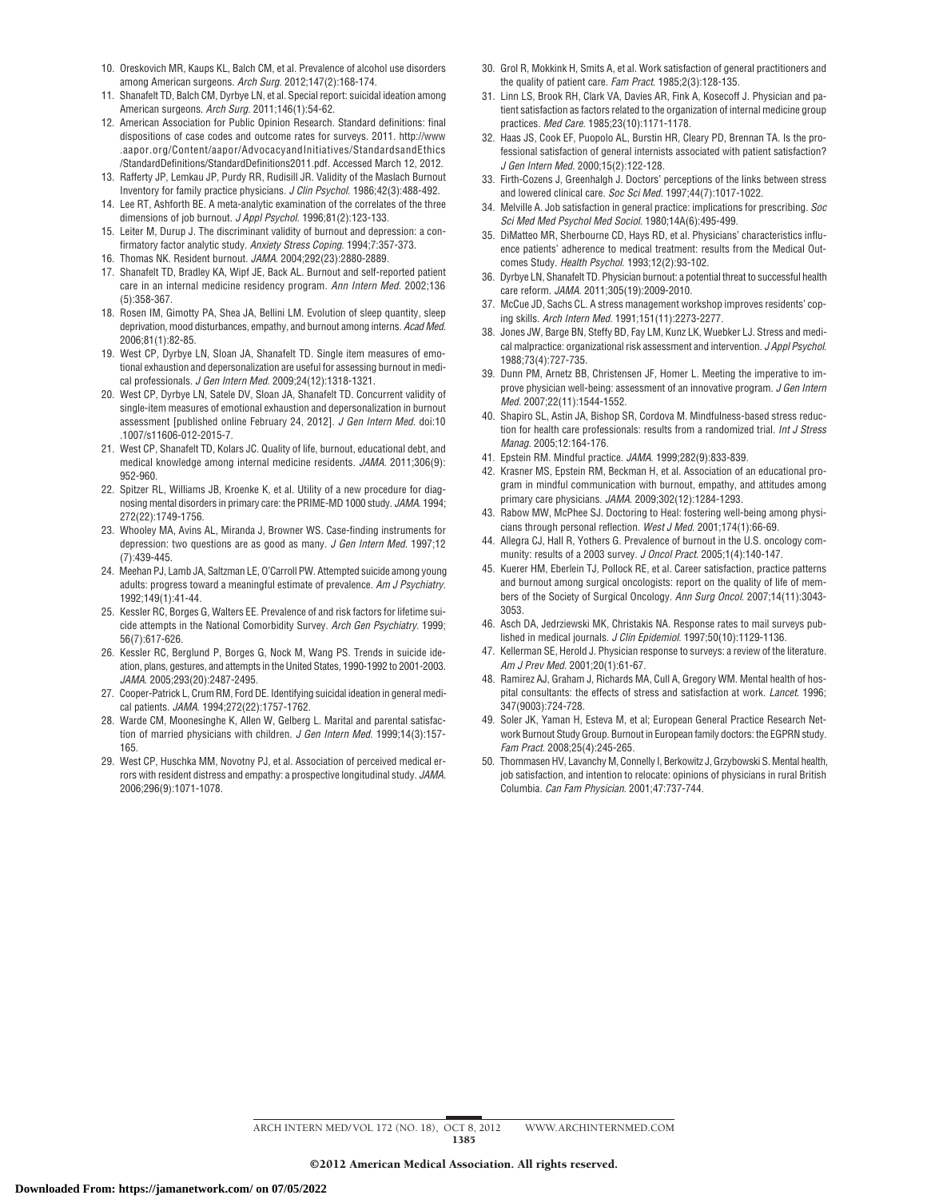10. Oreskovich MR, Kaups KL, Balch CM, et al. Prevalence of alcohol use disorders among American surgeons. *Arch Surg*. 2012;147(2):168-174.
11. Shanafelt TD, Balch CM, Dyrbye LN, et al. Special report: suicidal ideation among American surgeons. *Arch Surg*. 2011;146(1):54-62.
12. American Association for Public Opinion Research. Standard definitions: final dispositions of case codes and outcome rates for surveys. 2011. http://www.aapor.org/Content/aapor/AdvocacyandInitiatives/StandardsandEthics/StandardDefinitions/StandardDefinitions2011.pdf. Accessed March 12, 2012.
13. Rafferty JP, Lemkau JP, Purdy RR, Rudisill JR. Validity of the Maslach Burnout Inventory for family practice physicians. *J Clin Psychol*. 1986;42(3):488-492.
14. Lee RT, Ashforth BE. A meta-analytic examination of the correlates of the three dimensions of job burnout. *J Appl Psychol*. 1996;81(2):123-133.
15. Leiter M, Durup J. The discriminant validity of burnout and depression: a confirmatory factor analytic study. *Anxiety Stress Coping*. 1994;7:357-373.
16. Thomas NK. Resident burnout. *JAMA*. 2004;292(23):2880-2889.
17. Shanafelt TD, Bradley KA, Wipf JE, Back AL. Burnout and self-reported patient care in an internal medicine residency program. *Ann Intern Med*. 2002;136(5):358-367.
18. Rosen IM, Gimotty PA, Shea JA, Bellini LM. Evolution of sleep quantity, sleep deprivation, mood disturbances, empathy, and burnout among interns. *Acad Med*. 2006;81(1):82-85.
19. West CP, Dyrbye LN, Sloan JA, Shanafelt TD. Single item measures of emotional exhaustion and depersonalization are useful for assessing burnout in medical professionals. *J Gen Intern Med*. 2009;24(12):1318-1321.
20. West CP, Dyrbye LN, Satele DV, Sloan JA, Shanafelt TD. Concurrent validity of single-item measures of emotional exhaustion and depersonalization in burnout assessment [published online February 24, 2012]. *J Gen Intern Med*. doi:10.1007/s11606-012-2015-7.
21. West CP, Shanafelt TD, Kolars JC. Quality of life, burnout, educational debt, and medical knowledge among internal medicine residents. *JAMA*. 2011;306(9):952-960.
22. Spitzer RL, Williams JB, Kroenke K, et al. Utility of a new procedure for diagnosing mental disorders in primary care: the PRIME-MD 1000 study. *JAMA*. 1994;272(22):1749-1756.
23. Whooley MA, Avins AL, Miranda J, Browner WS. Case-finding instruments for depression: two questions are as good as many. *J Gen Intern Med*. 1997;12(7):439-445.
24. Meehan PJ, Lamb JA, Saltzman LE, O'Carroll PW. Attempted suicide among young adults: progress toward a meaningful estimate of prevalence. *Am J Psychiatry*. 1992;149(1):41-44.
25. Kessler RC, Borges G, Walters EE. Prevalence of and risk factors for lifetime suicide attempts in the National Comorbidity Survey. *Arch Gen Psychiatry*. 1999;56(7):617-626.
26. Kessler RC, Berglund P, Borges G, Nock M, Wang PS. Trends in suicide ideation, plans, gestures, and attempts in the United States, 1990-1992 to 2001-2003. *JAMA*. 2005;293(20):2487-2495.
27. Cooper-Patrick L, Crum RM, Ford DE. Identifying suicidal ideation in general medical patients. *JAMA*. 1994;272(22):1757-1762.
28. Warde CM, Moonesinghe K, Allen W, Gelberg L. Marital and parental satisfaction of married physicians with children. *J Gen Intern Med*. 1999;14(3):157-165.
29. West CP, Huschka MM, Novotny PJ, et al. Association of perceived medical errors with resident distress and empathy: a prospective longitudinal study. *JAMA*. 2006;296(9):1071-1078.
30. Grol R, Mokkink H, Smits A, et al. Work satisfaction of general practitioners and the quality of patient care. *Fam Pract*. 1985;2(3):128-135.
31. Linn LS, Brook RH, Clark VA, Davies AR, Fink A, Kosecoff J. Physician and patient satisfaction as factors related to the organization of internal medicine group practices. *Med Care*. 1985;23(10):1171-1178.
32. Haas JS, Cook EF, Puopolo AL, Burstin HR, Cleary PD, Brennan TA. Is the professional satisfaction of general internists associated with patient satisfaction? *J Gen Intern Med*. 2000;15(2):122-128.
33. Firth-Cozens J, Greenhalgh J. Doctors' perceptions of the links between stress and lowered clinical care. *Soc Sci Med*. 1997;44(7):1017-1022.
34. Melville A. Job satisfaction in general practice: implications for prescribing. *Soc Sci Med Med Psychol Med Sociol*. 1980;14A(6):495-499.
35. DiMatteo MR, Sherbourne CD, Hays RD, et al. Physicians' characteristics influence patients' adherence to medical treatment: results from the Medical Outcomes Study. *Health Psychol*. 1993;12(2):93-102.
36. Dyrbye LN, Shanafelt TD. Physician burnout: a potential threat to successful health care reform. *JAMA*. 2011;305(19):2009-2010.
37. McCue JD, Sachs CL. A stress management workshop improves residents' coping skills. *Arch Intern Med*. 1991;151(11):2273-2277.
38. Jones JW, Barge BN, Steffy BD, Fay LM, Kunz LK, Wuebker LJ. Stress and medical malpractice: organizational risk assessment and intervention. *J Appl Psychol*. 1988;73(4):727-735.
39. Dunn PM, Arnetz BB, Christensen JF, Homer L. Meeting the imperative to improve physician well-being: assessment of an innovative program. *J Gen Intern Med*. 2007;22(11):1544-1552.
40. Shapiro SL, Astin JA, Bishop SR, Cordova M. Mindfulness-based stress reduction for health care professionals: results from a randomized trial. *Int J Stress Manag*. 2005;12:164-176.
41. Epstein RM. Mindful practice. *JAMA*. 1999;282(9):833-839.
42. Krasner MS, Epstein RM, Beckman H, et al. Association of an educational program in mindful communication with burnout, empathy, and attitudes among primary care physicians. *JAMA*. 2009;302(12):1284-1293.
43. Rabow MW, McPhee SJ. Doctoring to Heal: fostering well-being among physicians through personal reflection. *West J Med*. 2001;174(1):66-69.
44. Allegra CJ, Hall R, Yothers G. Prevalence of burnout in the U.S. oncology community: results of a 2003 survey. *J Oncol Pract*. 2005;1(4):140-147.
45. Kuerer HM, Eberlein TJ, Pollock RE, et al. Career satisfaction, practice patterns and burnout among surgical oncologists: report on the quality of life of members of the Society of Surgical Oncology. *Ann Surg Oncol*. 2007;14(11):3043-3053.
46. Asch DA, Jedrziewski MK, Christakis NA. Response rates to mail surveys published in medical journals. *J Clin Epidemiol*. 1997;50(10):1129-1136.
47. Kellerman SE, Herold J. Physician response to surveys: a review of the literature. *Am J Prev Med*. 2001;20(1):61-67.
48. Ramirez AJ, Graham J, Richards MA, Cull A, Gregory WM. Mental health of hospital consultants: the effects of stress and satisfaction at work. *Lancet*. 1996;347(9003):724-728.
49. Soler JK, Yaman H, Esteva M, et al; European General Practice Research Network Burnout Study Group. Burnout in European family doctors: the EGPRN study. *Fam Pract*. 2008;25(4):245-265.
50. Thommasen HV, Lavanchy M, Connelly I, Berkowitz J, Grzybowski S. Mental health, job satisfaction, and intention to relocate: opinions of physicians in rural British Columbia. *Can Fam Physician*. 2001;47:737-744.